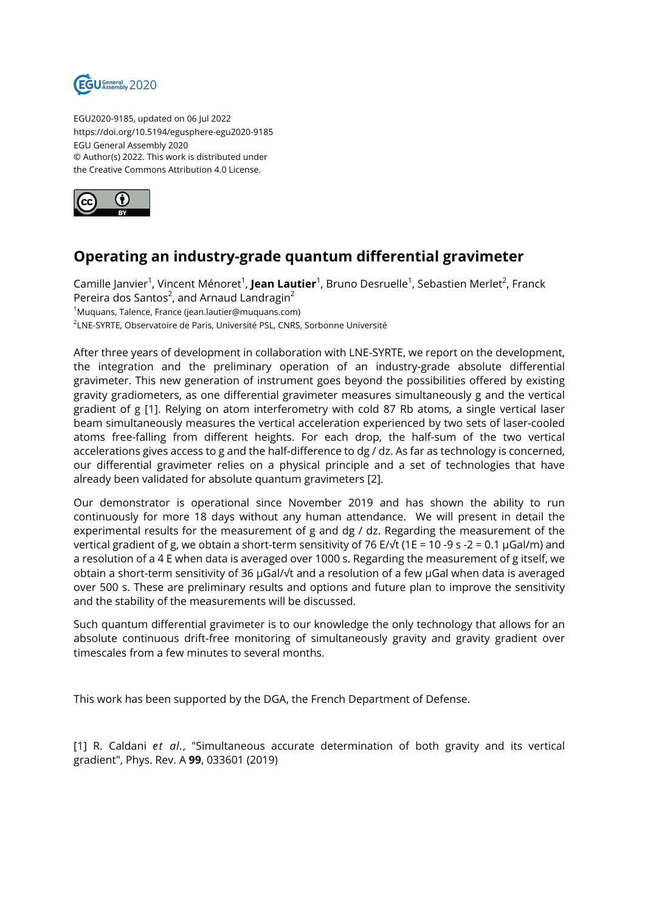EGU2020-9185, updated on 06 Jul 2022
https://doi.org/10.5194/egusphere-egu2020-9185
EGU General Assembly 2020
© Author(s) 2022. This work is distributed under
the Creative Commons Attribution 4.0 License.

# Operating an industry-grade quantum differential gravimeter

Camille Janvier[1], Vincent Ménoret[1], **Jean Lautier**[1], Bruno Desruelle[1], Sebastien Merlet[2], Franck Pereira dos Santos[2], and Arnaud Landragin[2]

[1]Muquans, Talence, France (jean.lautier@muquans.com)
[2]LNE-SYRTE, Observatoire de Paris, Université PSL, CNRS, Sorbonne Université

After three years of development in collaboration with LNE-SYRTE, we report on the development, the integration and the preliminary operation of an industry-grade absolute differential gravimeter. This new generation of instrument goes beyond the possibilities offered by existing gravity gradiometers, as one differential gravimeter measures simultaneously g and the vertical gradient of g [1]. Relying on atom interferometry with cold 87 Rb atoms, a single vertical laser beam simultaneously measures the vertical acceleration experienced by two sets of laser-cooled atoms free-falling from different heights. For each drop, the half-sum of the two vertical accelerations gives access to g and the half-difference to dg / dz. As far as technology is concerned, our differential gravimeter relies on a physical principle and a set of technologies that have already been validated for absolute quantum gravimeters [2].

Our demonstrator is operational since November 2019 and has shown the ability to run continuously for more 18 days without any human attendance. We will present in detail the experimental results for the measurement of g and dg / dz. Regarding the measurement of the vertical gradient of g, we obtain a short-term sensitivity of 76 E/√t (1E = 10 -9 s -2 = 0.1 µGal/m) and a resolution of a 4 E when data is averaged over 1000 s. Regarding the measurement of g itself, we obtain a short-term sensitivity of 36 µGal/√t and a resolution of a few µGal when data is averaged over 500 s. These are preliminary results and options and future plan to improve the sensitivity and the stability of the measurements will be discussed.

Such quantum differential gravimeter is to our knowledge the only technology that allows for an absolute continuous drift-free monitoring of simultaneously gravity and gravity gradient over timescales from a few minutes to several months.

This work has been supported by the DGA, the French Department of Defense.

[1] R. Caldani *et al.*, "Simultaneous accurate determination of both gravity and its vertical gradient", Phys. Rev. A **99**, 033601 (2019)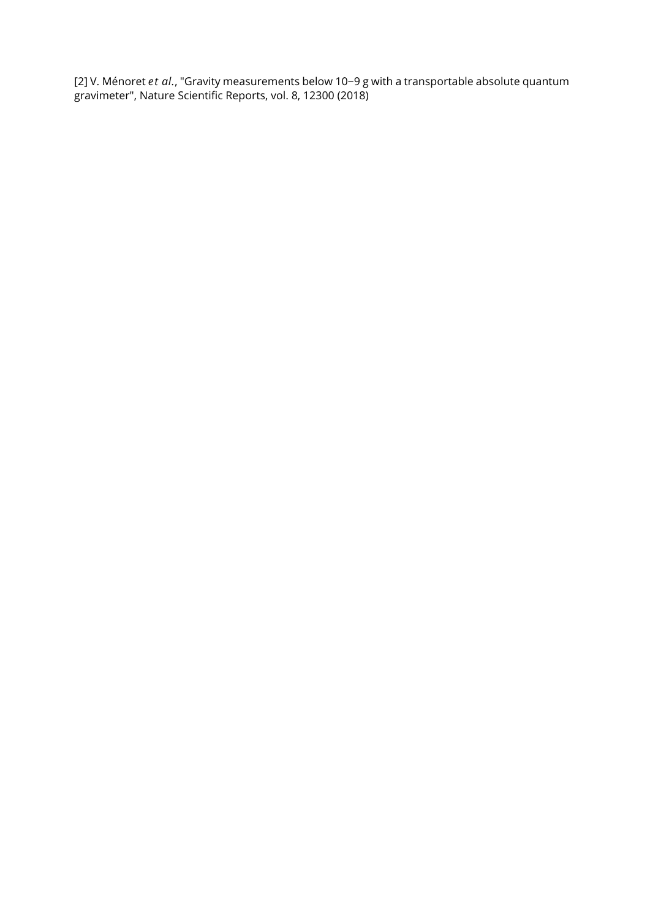[2] V. Ménoret *et al.*, "Gravity measurements below $10^{-9}$ g with a transportable absolute quantum gravimeter", Nature Scientific Reports, vol. 8, 12300 (2018)